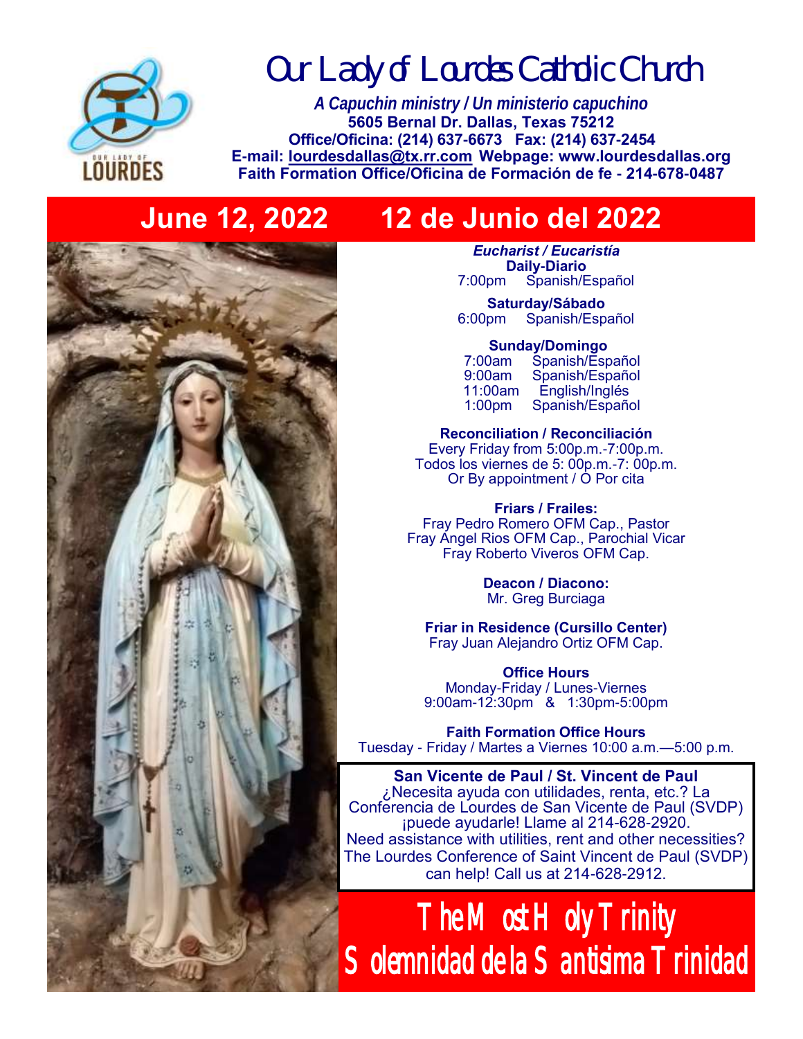# Our Lady of Lourdes Catholic Church

***A Capuchin ministry / Un ministerio capuchino***
**5605 Bernal Dr. Dallas, Texas 75212**
**Office/Oficina: (214) 637-6673 Fax: (214) 637-2454**
**E-mail: lourdesdallas@tx.rr.com Webpage: www.lourdesdallas.org**
**Faith Formation Office/Oficina de Formación de fe - 214-678-0487**

## June 12, 2022 12 de Junio del 2022

***Eucharist / Eucaristía***

**Daily-Diario**
7:00pm Spanish/Español

**Saturday/Sábado**
6:00pm Spanish/Español

**Sunday/Domingo**
7:00am Spanish/Español
9:00am Spanish/Español
11:00am English/Inglés
1:00pm Spanish/Español

**Reconciliation / Reconciliación**
Every Friday from 5:00p.m.-7:00p.m.
Todos los viernes de 5: 00p.m.-7: 00p.m.
Or By appointment / O Por cita

**Friars / Frailes:**
Fray Pedro Romero OFM Cap., Pastor
Fray Angel Rios OFM Cap., Parochial Vicar
Fray Roberto Viveros OFM Cap.

**Deacon / Diacono:**
Mr. Greg Burciaga

**Friar in Residence (Cursillo Center)**
Fray Juan Alejandro Ortiz OFM Cap.

**Office Hours**
Monday-Friday / Lunes-Viernes
9:00am-12:30pm & 1:30pm-5:00pm

**Faith Formation Office Hours**
Tuesday - Friday / Martes a Viernes 10:00 a.m.—5:00 p.m.

**San Vicente de Paul / St. Vincent de Paul**
¿Necesita ayuda con utilidades, renta, etc.? La Conferencia de Lourdes de San Vicente de Paul (SVDP) ¡puede ayudarle! Llame al 214-628-2920.
Need assistance with utilities, rent and other necessities? The Lourdes Conference of Saint Vincent de Paul (SVDP) can help! Call us at 214-628-2912.

## The Most Holy Trinity
## Solemnidad de la Santisima Trinidad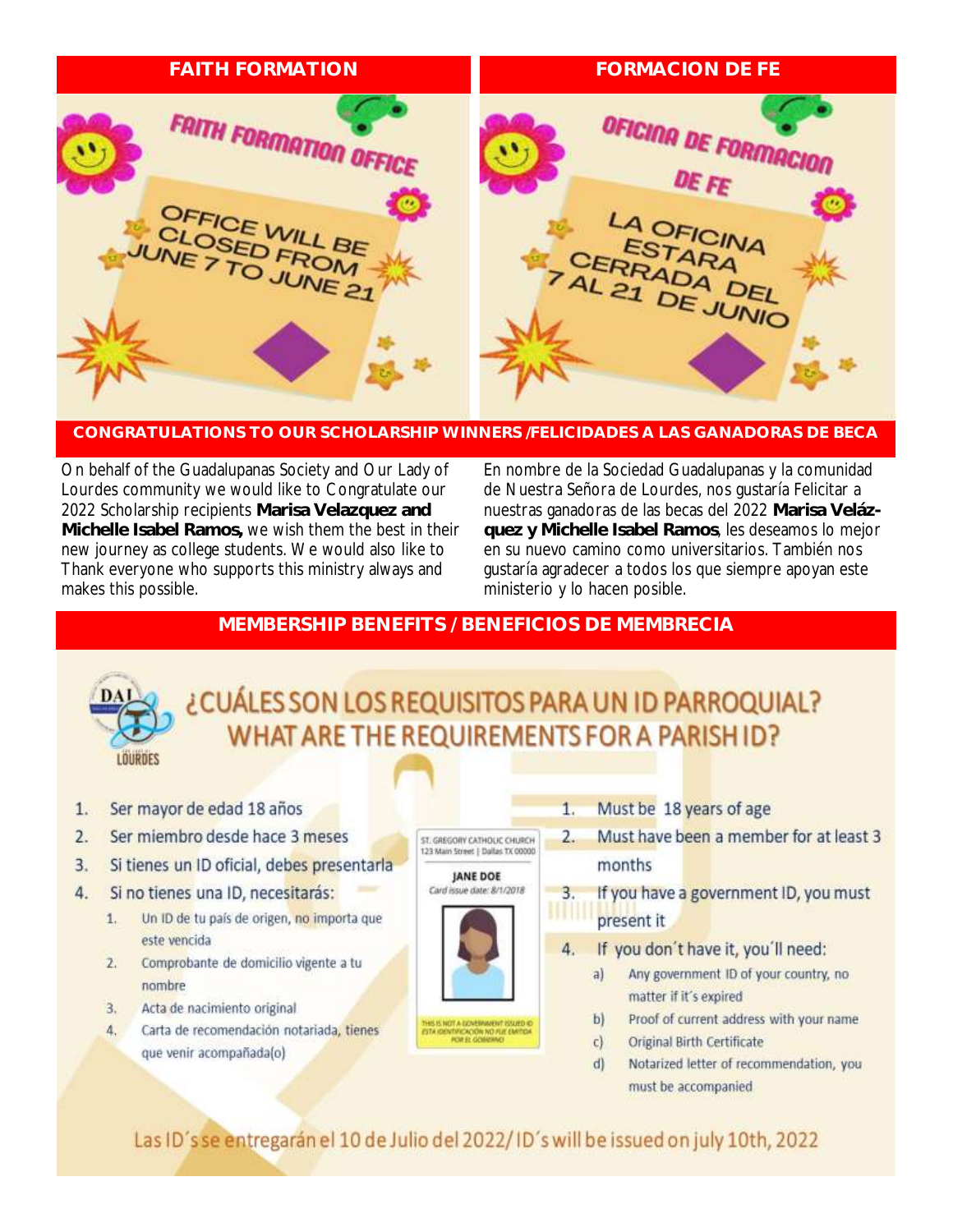## FAITH FORMATION

FAITH FORMATION OFFICE

OFFICE WILL BE CLOSED FROM JUNE 7 TO JUNE 21

## FORMACION DE FE

OFICINA DE FORMACION DE FE

LA OFICINA ESTARA CERRADA DEL 7 AL 21 DE JUNIO

## CONGRATULATIONS TO OUR SCHOLARSHIP WINNERS /FELICIDADES A LAS GANADORAS DE BECA

On behalf of the Guadalupanas Society and Our Lady of Lourdes community we would like to Congratulate our 2022 Scholarship recipients **Marisa Velazquez and Michelle Isabel Ramos,** we wish them the best in their new journey as college students. We would also like to Thank everyone who supports this ministry always and makes this possible.

En nombre de la Sociedad Guadalupanas y la comunidad de Nuestra Señora de Lourdes, nos gustaría Felicitar a nuestras ganadoras de las becas del 2022 **Marisa Velázquez y Michelle Isabel Ramos**, les deseamos lo mejor en su nuevo camino como universitarios. También nos gustaría agradecer a todos los que siempre apoyan este ministerio y lo hacen posible.

## MEMBERSHIP BENEFITS / BENEFICIOS DE MEMBRECIA

### ¿CUÁLES SON LOS REQUISITOS PARA UN ID PARROQUIAL?
### WHAT ARE THE REQUIREMENTS FOR A PARISH ID?

1. Ser mayor de edad 18 años
2. Ser miembro desde hace 3 meses
3. Si tienes un ID oficial, debes presentarla
4. Si no tienes una ID, necesitarás:
   1. Un ID de tu país de origen, no importa que este vencida
   2. Comprobante de domicilio vigente a tu nombre
   3. Acta de nacimiento original
   4. Carta de recomendación notariada, tienes que venir acompañada(o)

1. Must be 18 years of age
2. Must have been a member for at least 3 months
3. If you have a government ID, you must present it
4. If you don´t have it, you´ll need:
   a) Any government ID of your country, no matter if it´s expired
   b) Proof of current address with your name
   c) Original Birth Certificate
   d) Notarized letter of recommendation, you must be accompanied

Las ID´s se entregarán el 10 de Julio del 2022/ ID´s will be issued on july 10th, 2022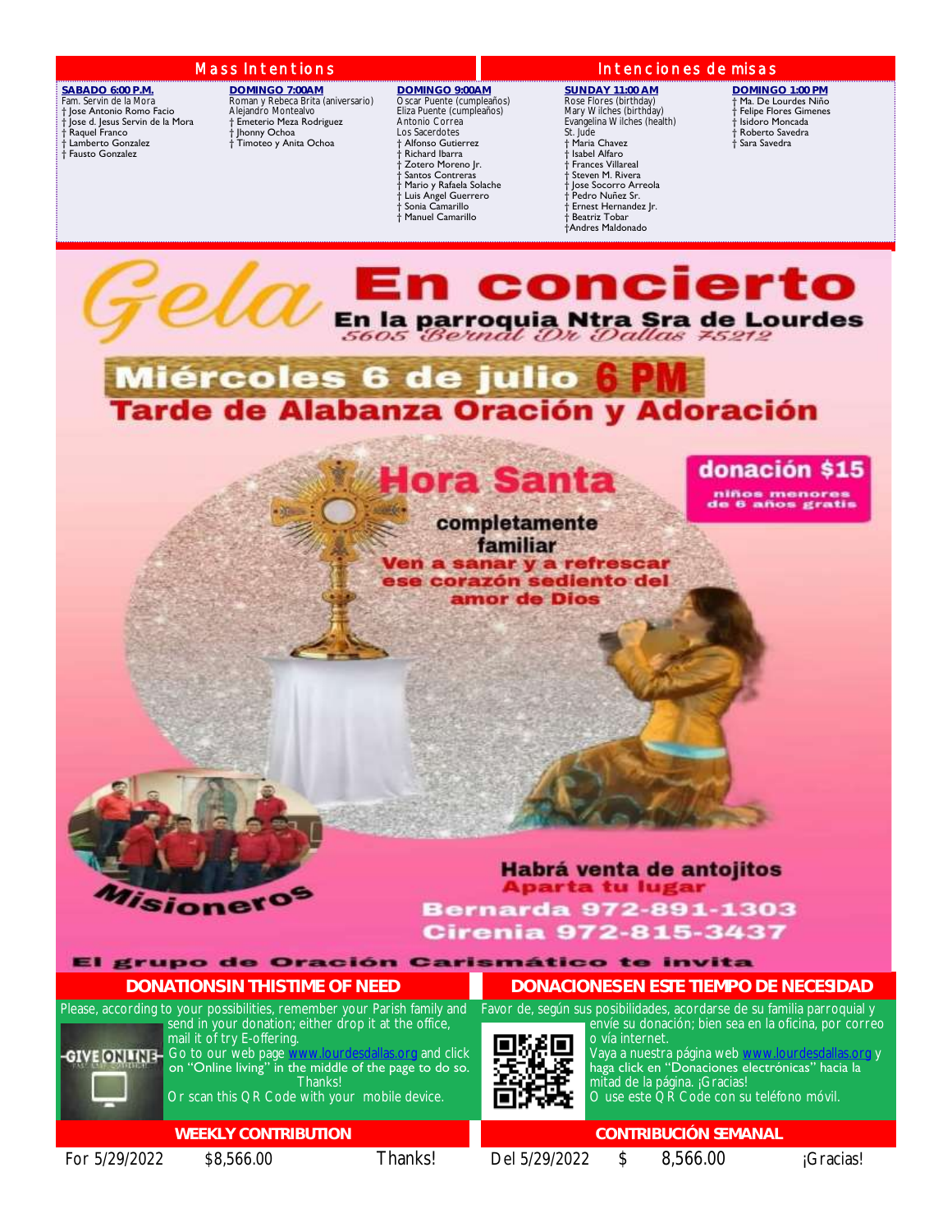## Mass Intentions / Intenciones de misas

**SABADO 6:00 P.M.**
Fam. Servin de la Mora
† Jose Antonio Romo Facio
† Jose d. Jesus Servin de la Mora
† Raquel Franco
† Lamberto Gonzalez
† Fausto Gonzalez

**DOMINGO 7:00AM**
Roman y Rebeca Brita (aniversario)
Alejandro Montealvo
† Emeterio Meza Rodriguez
† Jhonny Ochoa
† Timoteo y Anita Ochoa

**DOMINGO 9:00AM**
Oscar Puente (cumpleaños)
Eliza Puente (cumpleaños)
Antonio Correa
Los Sacerdotes
† Alfonso Gutierrez
† Richard Ibarra
† Zotero Moreno Jr.
† Santos Contreras
† Mario y Rafaela Solache
† Luis Angel Guerrero
† Sonia Camarillo
† Manuel Camarillo

**SUNDAY 11:00 AM**
Rose Flores (birthday)
Mary Wilches (birthday)
Evangelina Wilches (health)
St. Jude
† Maria Chavez
† Isabel Alfaro
† Frances Villareal
† Steven M. Rivera
† Jose Socorro Arreola
† Pedro Nuñez Sr.
† Ernest Hernandez Jr.
† Beatriz Tobar
†Andres Maldonado

**DOMINGO 1:00 PM**
† Ma. De Lourdes Niño
† Felipe Flores Gimenes
† Isidoro Moncada
† Roberto Savedra
† Sara Savedra

# Gela En concierto

En la parroquia Ntra Sra de Lourdes
5605 Bernal Dr Dallas 75212

## Miércoles 6 de julio 6 PM

**Tarde de Alabanza Oración y Adoración**

**Hora Santa** completamente familiar

Ven a sanar y a refrescar ese corazón sediento del amor de Dios

**donación $15**
niños menores de 6 años gratis

Misioneros

Habrá venta de antojitos
Aparta tu lugar
Bernarda 972-891-1303
Cirenia 972-815-3437

El grupo de Oración Carismático te invita

## DONATIONS IN THIS TIME OF NEED

Please, according to your possibilities, remember your Parish family and send in your donation; either drop it at the office, mail it of try E-offering.
Go to our web page www.lourdesdallas.org and click on "Online living" in the middle of the page to do so. Thanks!
Or scan this QR Code with your mobile device.

## DONACIONES EN ESTE TIEMPO DE NECESIDAD

Favor de, según sus posibilidades, acordarse de su familia parroquial y envíe su donación; bien sea en la oficina, por correo o vía internet.
Vaya a nuestra página web www.lourdesdallas.org y haga click en "Donaciones electrónicas" hacia la mitad de la página. ¡Gracias!
O use este QR Code con su teléfono móvil.

## WEEKLY CONTRIBUTION

For 5/29/2022 $8,566.00 Thanks!

## CONTRIBUCIÓN SEMANAL

Del 5/29/2022 $ 8,566.00 ¡Gracias!